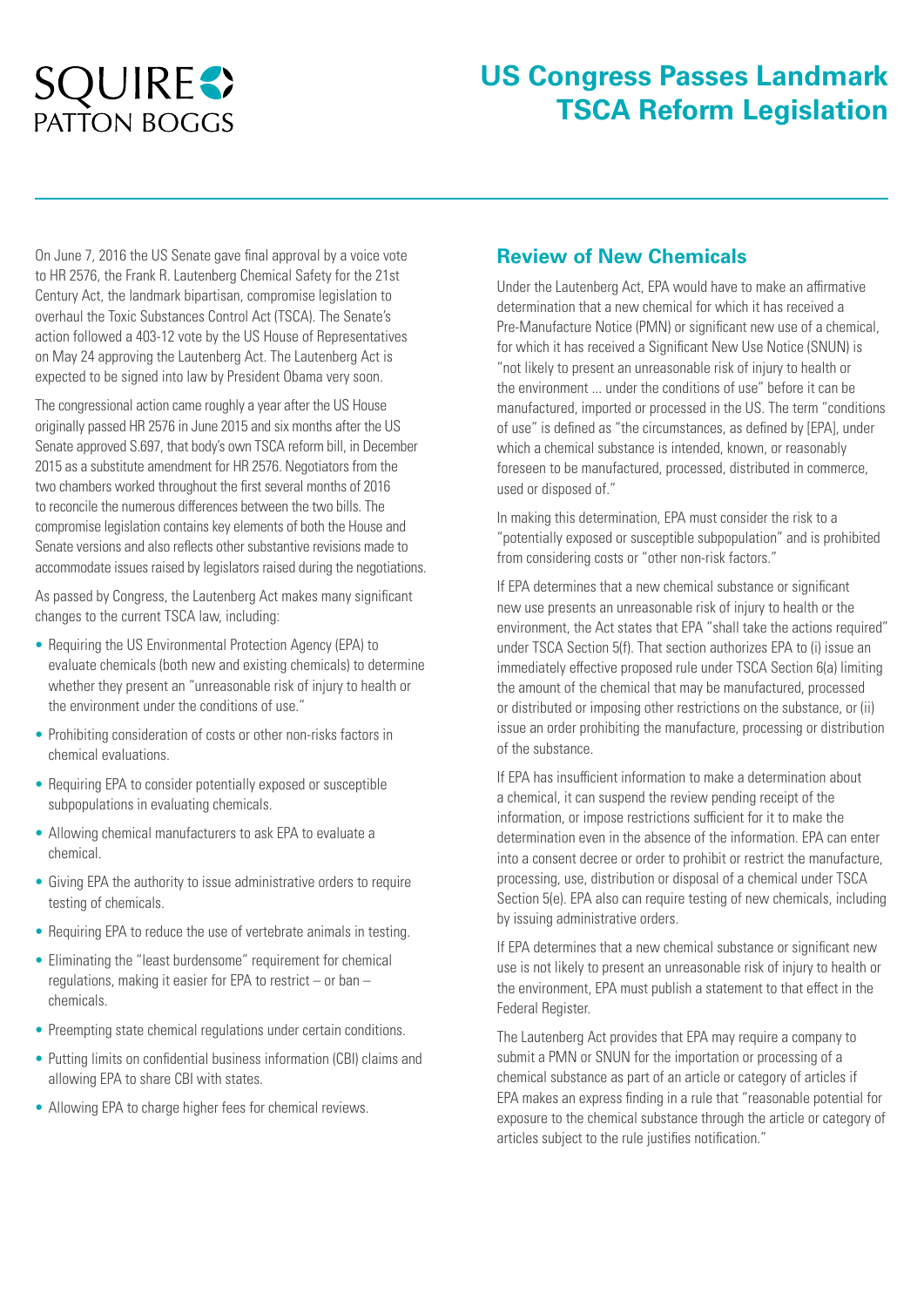SQUIRE PATTON BOGGS

# US Congress Passes Landmark TSCA Reform Legislation

On June 7, 2016 the US Senate gave final approval by a voice vote to HR 2576, the Frank R. Lautenberg Chemical Safety for the 21st Century Act, the landmark bipartisan, compromise legislation to overhaul the Toxic Substances Control Act (TSCA). The Senate's action followed a 403-12 vote by the US House of Representatives on May 24 approving the Lautenberg Act. The Lautenberg Act is expected to be signed into law by President Obama very soon.

The congressional action came roughly a year after the US House originally passed HR 2576 in June 2015 and six months after the US Senate approved S.697, that body's own TSCA reform bill, in December 2015 as a substitute amendment for HR 2576. Negotiators from the two chambers worked throughout the first several months of 2016 to reconcile the numerous differences between the two bills. The compromise legislation contains key elements of both the House and Senate versions and also reflects other substantive revisions made to accommodate issues raised by legislators raised during the negotiations.

As passed by Congress, the Lautenberg Act makes many significant changes to the current TSCA law, including:

- Requiring the US Environmental Protection Agency (EPA) to evaluate chemicals (both new and existing chemicals) to determine whether they present an "unreasonable risk of injury to health or the environment under the conditions of use."
- Prohibiting consideration of costs or other non-risks factors in chemical evaluations.
- Requiring EPA to consider potentially exposed or susceptible subpopulations in evaluating chemicals.
- Allowing chemical manufacturers to ask EPA to evaluate a chemical.
- Giving EPA the authority to issue administrative orders to require testing of chemicals.
- Requiring EPA to reduce the use of vertebrate animals in testing.
- Eliminating the "least burdensome" requirement for chemical regulations, making it easier for EPA to restrict – or ban – chemicals.
- Preempting state chemical regulations under certain conditions.
- Putting limits on confidential business information (CBI) claims and allowing EPA to share CBI with states.
- Allowing EPA to charge higher fees for chemical reviews.

## Review of New Chemicals

Under the Lautenberg Act, EPA would have to make an affirmative determination that a new chemical for which it has received a Pre-Manufacture Notice (PMN) or significant new use of a chemical, for which it has received a Significant New Use Notice (SNUN) is "not likely to present an unreasonable risk of injury to health or the environment ... under the conditions of use" before it can be manufactured, imported or processed in the US. The term "conditions of use" is defined as "the circumstances, as defined by [EPA], under which a chemical substance is intended, known, or reasonably foreseen to be manufactured, processed, distributed in commerce, used or disposed of."

In making this determination, EPA must consider the risk to a "potentially exposed or susceptible subpopulation" and is prohibited from considering costs or "other non-risk factors."

If EPA determines that a new chemical substance or significant new use presents an unreasonable risk of injury to health or the environment, the Act states that EPA "shall take the actions required" under TSCA Section 5(f). That section authorizes EPA to (i) issue an immediately effective proposed rule under TSCA Section 6(a) limiting the amount of the chemical that may be manufactured, processed or distributed or imposing other restrictions on the substance, or (ii) issue an order prohibiting the manufacture, processing or distribution of the substance.

If EPA has insufficient information to make a determination about a chemical, it can suspend the review pending receipt of the information, or impose restrictions sufficient for it to make the determination even in the absence of the information. EPA can enter into a consent decree or order to prohibit or restrict the manufacture, processing, use, distribution or disposal of a chemical under TSCA Section 5(e). EPA also can require testing of new chemicals, including by issuing administrative orders.

If EPA determines that a new chemical substance or significant new use is not likely to present an unreasonable risk of injury to health or the environment, EPA must publish a statement to that effect in the Federal Register.

The Lautenberg Act provides that EPA may require a company to submit a PMN or SNUN for the importation or processing of a chemical substance as part of an article or category of articles if EPA makes an express finding in a rule that "reasonable potential for exposure to the chemical substance through the article or category of articles subject to the rule justifies notification."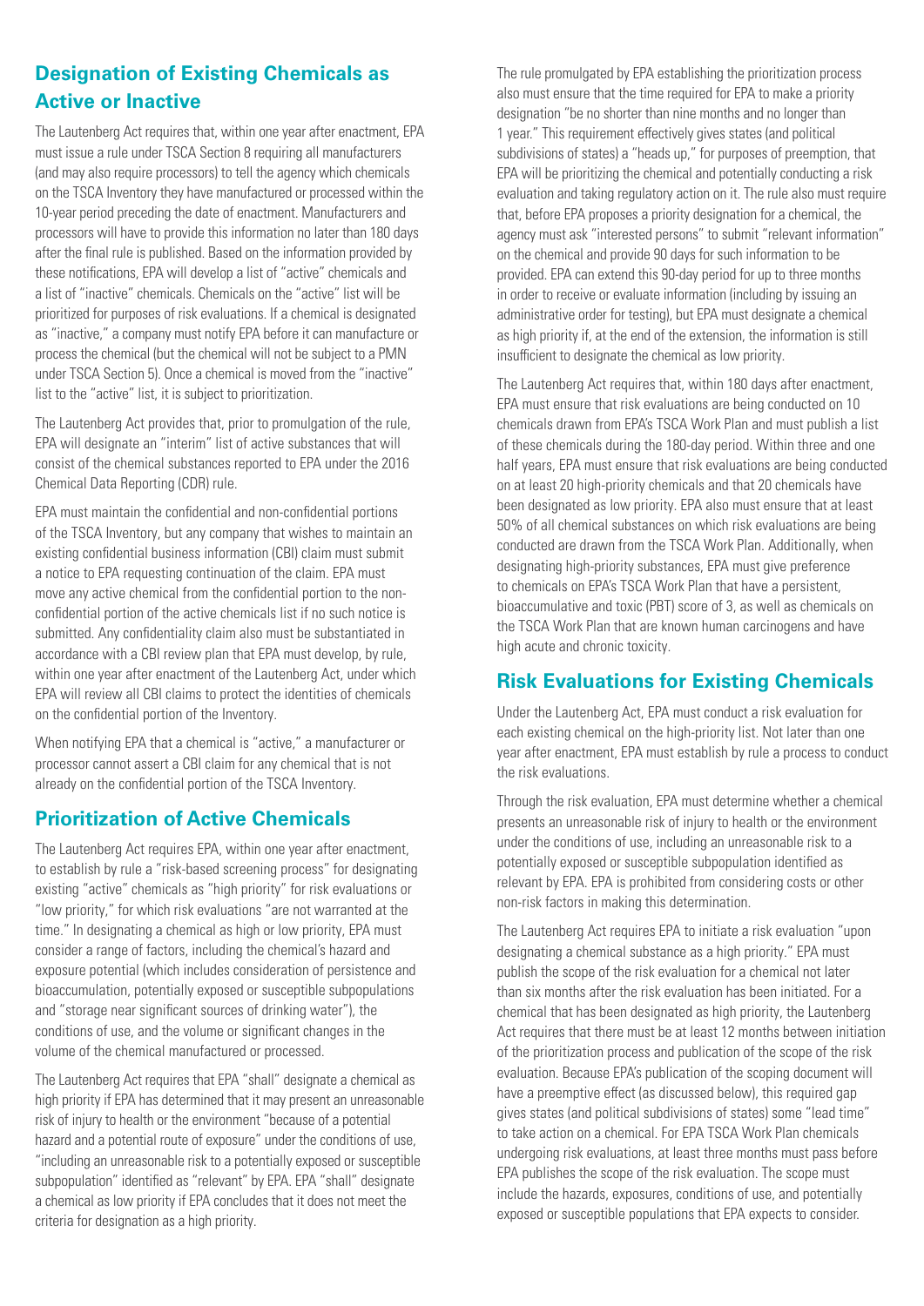## Designation of Existing Chemicals as Active or Inactive

The Lautenberg Act requires that, within one year after enactment, EPA must issue a rule under TSCA Section 8 requiring all manufacturers (and may also require processors) to tell the agency which chemicals on the TSCA Inventory they have manufactured or processed within the 10-year period preceding the date of enactment. Manufacturers and processors will have to provide this information no later than 180 days after the final rule is published. Based on the information provided by these notifications, EPA will develop a list of "active" chemicals and a list of "inactive" chemicals. Chemicals on the "active" list will be prioritized for purposes of risk evaluations. If a chemical is designated as "inactive," a company must notify EPA before it can manufacture or process the chemical (but the chemical will not be subject to a PMN under TSCA Section 5). Once a chemical is moved from the "inactive" list to the "active" list, it is subject to prioritization.

The Lautenberg Act provides that, prior to promulgation of the rule, EPA will designate an "interim" list of active substances that will consist of the chemical substances reported to EPA under the 2016 Chemical Data Reporting (CDR) rule.

EPA must maintain the confidential and non-confidential portions of the TSCA Inventory, but any company that wishes to maintain an existing confidential business information (CBI) claim must submit a notice to EPA requesting continuation of the claim. EPA must move any active chemical from the confidential portion to the non-confidential portion of the active chemicals list if no such notice is submitted. Any confidentiality claim also must be substantiated in accordance with a CBI review plan that EPA must develop, by rule, within one year after enactment of the Lautenberg Act, under which EPA will review all CBI claims to protect the identities of chemicals on the confidential portion of the Inventory.

When notifying EPA that a chemical is "active," a manufacturer or processor cannot assert a CBI claim for any chemical that is not already on the confidential portion of the TSCA Inventory.

## Prioritization of Active Chemicals

The Lautenberg Act requires EPA, within one year after enactment, to establish by rule a "risk-based screening process" for designating existing "active" chemicals as "high priority" for risk evaluations or "low priority," for which risk evaluations "are not warranted at the time." In designating a chemical as high or low priority, EPA must consider a range of factors, including the chemical's hazard and exposure potential (which includes consideration of persistence and bioaccumulation, potentially exposed or susceptible subpopulations and "storage near significant sources of drinking water"), the conditions of use, and the volume or significant changes in the volume of the chemical manufactured or processed.

The Lautenberg Act requires that EPA "shall" designate a chemical as high priority if EPA has determined that it may present an unreasonable risk of injury to health or the environment "because of a potential hazard and a potential route of exposure" under the conditions of use, "including an unreasonable risk to a potentially exposed or susceptible subpopulation" identified as "relevant" by EPA. EPA "shall" designate a chemical as low priority if EPA concludes that it does not meet the criteria for designation as a high priority.

The rule promulgated by EPA establishing the prioritization process also must ensure that the time required for EPA to make a priority designation "be no shorter than nine months and no longer than 1 year." This requirement effectively gives states (and political subdivisions of states) a "heads up," for purposes of preemption, that EPA will be prioritizing the chemical and potentially conducting a risk evaluation and taking regulatory action on it. The rule also must require that, before EPA proposes a priority designation for a chemical, the agency must ask "interested persons" to submit "relevant information" on the chemical and provide 90 days for such information to be provided. EPA can extend this 90-day period for up to three months in order to receive or evaluate information (including by issuing an administrative order for testing), but EPA must designate a chemical as high priority if, at the end of the extension, the information is still insufficient to designate the chemical as low priority.

The Lautenberg Act requires that, within 180 days after enactment, EPA must ensure that risk evaluations are being conducted on 10 chemicals drawn from EPA's TSCA Work Plan and must publish a list of these chemicals during the 180-day period. Within three and one half years, EPA must ensure that risk evaluations are being conducted on at least 20 high-priority chemicals and that 20 chemicals have been designated as low priority. EPA also must ensure that at least 50% of all chemical substances on which risk evaluations are being conducted are drawn from the TSCA Work Plan. Additionally, when designating high-priority substances, EPA must give preference to chemicals on EPA's TSCA Work Plan that have a persistent, bioaccumulative and toxic (PBT) score of 3, as well as chemicals on the TSCA Work Plan that are known human carcinogens and have high acute and chronic toxicity.

## Risk Evaluations for Existing Chemicals

Under the Lautenberg Act, EPA must conduct a risk evaluation for each existing chemical on the high-priority list. Not later than one year after enactment, EPA must establish by rule a process to conduct the risk evaluations.

Through the risk evaluation, EPA must determine whether a chemical presents an unreasonable risk of injury to health or the environment under the conditions of use, including an unreasonable risk to a potentially exposed or susceptible subpopulation identified as relevant by EPA. EPA is prohibited from considering costs or other non-risk factors in making this determination.

The Lautenberg Act requires EPA to initiate a risk evaluation "upon designating a chemical substance as a high priority." EPA must publish the scope of the risk evaluation for a chemical not later than six months after the risk evaluation has been initiated. For a chemical that has been designated as high priority, the Lautenberg Act requires that there must be at least 12 months between initiation of the prioritization process and publication of the scope of the risk evaluation. Because EPA's publication of the scoping document will have a preemptive effect (as discussed below), this required gap gives states (and political subdivisions of states) some "lead time" to take action on a chemical. For EPA TSCA Work Plan chemicals undergoing risk evaluations, at least three months must pass before EPA publishes the scope of the risk evaluation. The scope must include the hazards, exposures, conditions of use, and potentially exposed or susceptible populations that EPA expects to consider.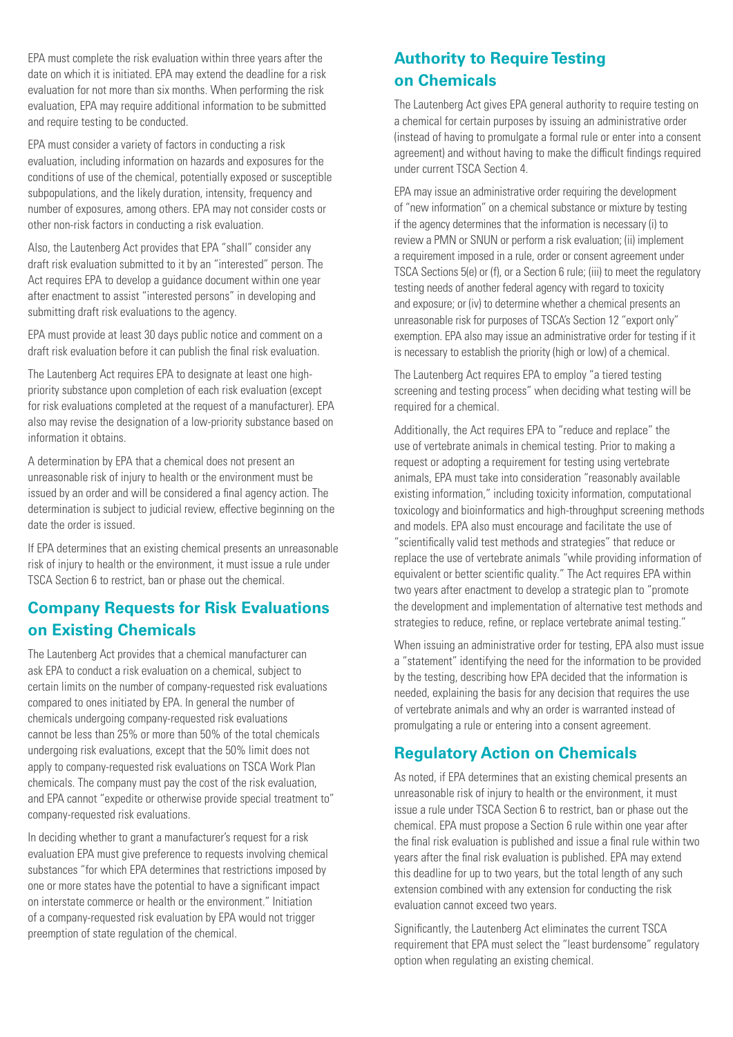EPA must complete the risk evaluation within three years after the date on which it is initiated. EPA may extend the deadline for a risk evaluation for not more than six months. When performing the risk evaluation, EPA may require additional information to be submitted and require testing to be conducted.

EPA must consider a variety of factors in conducting a risk evaluation, including information on hazards and exposures for the conditions of use of the chemical, potentially exposed or susceptible subpopulations, and the likely duration, intensity, frequency and number of exposures, among others. EPA may not consider costs or other non-risk factors in conducting a risk evaluation.

Also, the Lautenberg Act provides that EPA "shall" consider any draft risk evaluation submitted to it by an "interested" person. The Act requires EPA to develop a guidance document within one year after enactment to assist "interested persons" in developing and submitting draft risk evaluations to the agency.

EPA must provide at least 30 days public notice and comment on a draft risk evaluation before it can publish the final risk evaluation.

The Lautenberg Act requires EPA to designate at least one high-priority substance upon completion of each risk evaluation (except for risk evaluations completed at the request of a manufacturer). EPA also may revise the designation of a low-priority substance based on information it obtains.

A determination by EPA that a chemical does not present an unreasonable risk of injury to health or the environment must be issued by an order and will be considered a final agency action. The determination is subject to judicial review, effective beginning on the date the order is issued.

If EPA determines that an existing chemical presents an unreasonable risk of injury to health or the environment, it must issue a rule under TSCA Section 6 to restrict, ban or phase out the chemical.

## Company Requests for Risk Evaluations on Existing Chemicals

The Lautenberg Act provides that a chemical manufacturer can ask EPA to conduct a risk evaluation on a chemical, subject to certain limits on the number of company-requested risk evaluations compared to ones initiated by EPA. In general the number of chemicals undergoing company-requested risk evaluations cannot be less than 25% or more than 50% of the total chemicals undergoing risk evaluations, except that the 50% limit does not apply to company-requested risk evaluations on TSCA Work Plan chemicals. The company must pay the cost of the risk evaluation, and EPA cannot "expedite or otherwise provide special treatment to" company-requested risk evaluations.

In deciding whether to grant a manufacturer's request for a risk evaluation EPA must give preference to requests involving chemical substances "for which EPA determines that restrictions imposed by one or more states have the potential to have a significant impact on interstate commerce or health or the environment." Initiation of a company-requested risk evaluation by EPA would not trigger preemption of state regulation of the chemical.

## Authority to Require Testing on Chemicals

The Lautenberg Act gives EPA general authority to require testing on a chemical for certain purposes by issuing an administrative order (instead of having to promulgate a formal rule or enter into a consent agreement) and without having to make the difficult findings required under current TSCA Section 4.

EPA may issue an administrative order requiring the development of "new information" on a chemical substance or mixture by testing if the agency determines that the information is necessary (i) to review a PMN or SNUN or perform a risk evaluation; (ii) implement a requirement imposed in a rule, order or consent agreement under TSCA Sections 5(e) or (f), or a Section 6 rule; (iii) to meet the regulatory testing needs of another federal agency with regard to toxicity and exposure; or (iv) to determine whether a chemical presents an unreasonable risk for purposes of TSCA's Section 12 "export only" exemption. EPA also may issue an administrative order for testing if it is necessary to establish the priority (high or low) of a chemical.

The Lautenberg Act requires EPA to employ "a tiered testing screening and testing process" when deciding what testing will be required for a chemical.

Additionally, the Act requires EPA to "reduce and replace" the use of vertebrate animals in chemical testing. Prior to making a request or adopting a requirement for testing using vertebrate animals, EPA must take into consideration "reasonably available existing information," including toxicity information, computational toxicology and bioinformatics and high-throughput screening methods and models. EPA also must encourage and facilitate the use of "scientifically valid test methods and strategies" that reduce or replace the use of vertebrate animals "while providing information of equivalent or better scientific quality." The Act requires EPA within two years after enactment to develop a strategic plan to "promote the development and implementation of alternative test methods and strategies to reduce, refine, or replace vertebrate animal testing."

When issuing an administrative order for testing, EPA also must issue a "statement" identifying the need for the information to be provided by the testing, describing how EPA decided that the information is needed, explaining the basis for any decision that requires the use of vertebrate animals and why an order is warranted instead of promulgating a rule or entering into a consent agreement.

## Regulatory Action on Chemicals

As noted, if EPA determines that an existing chemical presents an unreasonable risk of injury to health or the environment, it must issue a rule under TSCA Section 6 to restrict, ban or phase out the chemical. EPA must propose a Section 6 rule within one year after the final risk evaluation is published and issue a final rule within two years after the final risk evaluation is published. EPA may extend this deadline for up to two years, but the total length of any such extension combined with any extension for conducting the risk evaluation cannot exceed two years.

Significantly, the Lautenberg Act eliminates the current TSCA requirement that EPA must select the "least burdensome" regulatory option when regulating an existing chemical.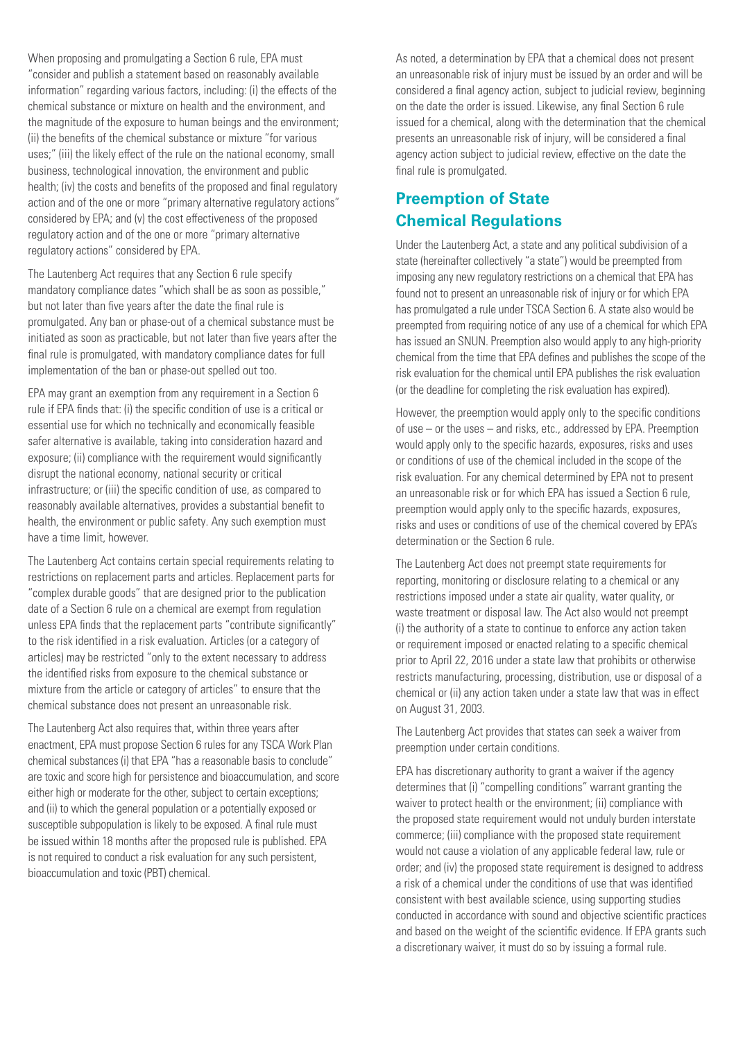When proposing and promulgating a Section 6 rule, EPA must "consider and publish a statement based on reasonably available information" regarding various factors, including: (i) the effects of the chemical substance or mixture on health and the environment, and the magnitude of the exposure to human beings and the environment; (ii) the benefits of the chemical substance or mixture "for various uses;" (iii) the likely effect of the rule on the national economy, small business, technological innovation, the environment and public health; (iv) the costs and benefits of the proposed and final regulatory action and of the one or more "primary alternative regulatory actions" considered by EPA; and (v) the cost effectiveness of the proposed regulatory action and of the one or more "primary alternative regulatory actions" considered by EPA.

The Lautenberg Act requires that any Section 6 rule specify mandatory compliance dates "which shall be as soon as possible," but not later than five years after the date the final rule is promulgated. Any ban or phase-out of a chemical substance must be initiated as soon as practicable, but not later than five years after the final rule is promulgated, with mandatory compliance dates for full implementation of the ban or phase-out spelled out too.

EPA may grant an exemption from any requirement in a Section 6 rule if EPA finds that: (i) the specific condition of use is a critical or essential use for which no technically and economically feasible safer alternative is available, taking into consideration hazard and exposure; (ii) compliance with the requirement would significantly disrupt the national economy, national security or critical infrastructure; or (iii) the specific condition of use, as compared to reasonably available alternatives, provides a substantial benefit to health, the environment or public safety. Any such exemption must have a time limit, however.

The Lautenberg Act contains certain special requirements relating to restrictions on replacement parts and articles. Replacement parts for "complex durable goods" that are designed prior to the publication date of a Section 6 rule on a chemical are exempt from regulation unless EPA finds that the replacement parts "contribute significantly" to the risk identified in a risk evaluation. Articles (or a category of articles) may be restricted "only to the extent necessary to address the identified risks from exposure to the chemical substance or mixture from the article or category of articles" to ensure that the chemical substance does not present an unreasonable risk.

The Lautenberg Act also requires that, within three years after enactment, EPA must propose Section 6 rules for any TSCA Work Plan chemical substances (i) that EPA "has a reasonable basis to conclude" are toxic and score high for persistence and bioaccumulation, and score either high or moderate for the other, subject to certain exceptions; and (ii) to which the general population or a potentially exposed or susceptible subpopulation is likely to be exposed. A final rule must be issued within 18 months after the proposed rule is published. EPA is not required to conduct a risk evaluation for any such persistent, bioaccumulation and toxic (PBT) chemical.

As noted, a determination by EPA that a chemical does not present an unreasonable risk of injury must be issued by an order and will be considered a final agency action, subject to judicial review, beginning on the date the order is issued. Likewise, any final Section 6 rule issued for a chemical, along with the determination that the chemical presents an unreasonable risk of injury, will be considered a final agency action subject to judicial review, effective on the date the final rule is promulgated.

## Preemption of State Chemical Regulations

Under the Lautenberg Act, a state and any political subdivision of a state (hereinafter collectively "a state") would be preempted from imposing any new regulatory restrictions on a chemical that EPA has found not to present an unreasonable risk of injury or for which EPA has promulgated a rule under TSCA Section 6. A state also would be preempted from requiring notice of any use of a chemical for which EPA has issued an SNUN. Preemption also would apply to any high-priority chemical from the time that EPA defines and publishes the scope of the risk evaluation for the chemical until EPA publishes the risk evaluation (or the deadline for completing the risk evaluation has expired).

However, the preemption would apply only to the specific conditions of use – or the uses – and risks, etc., addressed by EPA. Preemption would apply only to the specific hazards, exposures, risks and uses or conditions of use of the chemical included in the scope of the risk evaluation. For any chemical determined by EPA not to present an unreasonable risk or for which EPA has issued a Section 6 rule, preemption would apply only to the specific hazards, exposures, risks and uses or conditions of use of the chemical covered by EPA's determination or the Section 6 rule.

The Lautenberg Act does not preempt state requirements for reporting, monitoring or disclosure relating to a chemical or any restrictions imposed under a state air quality, water quality, or waste treatment or disposal law. The Act also would not preempt (i) the authority of a state to continue to enforce any action taken or requirement imposed or enacted relating to a specific chemical prior to April 22, 2016 under a state law that prohibits or otherwise restricts manufacturing, processing, distribution, use or disposal of a chemical or (ii) any action taken under a state law that was in effect on August 31, 2003.

The Lautenberg Act provides that states can seek a waiver from preemption under certain conditions.

EPA has discretionary authority to grant a waiver if the agency determines that (i) "compelling conditions" warrant granting the waiver to protect health or the environment; (ii) compliance with the proposed state requirement would not unduly burden interstate commerce; (iii) compliance with the proposed state requirement would not cause a violation of any applicable federal law, rule or order; and (iv) the proposed state requirement is designed to address a risk of a chemical under the conditions of use that was identified consistent with best available science, using supporting studies conducted in accordance with sound and objective scientific practices and based on the weight of the scientific evidence. If EPA grants such a discretionary waiver, it must do so by issuing a formal rule.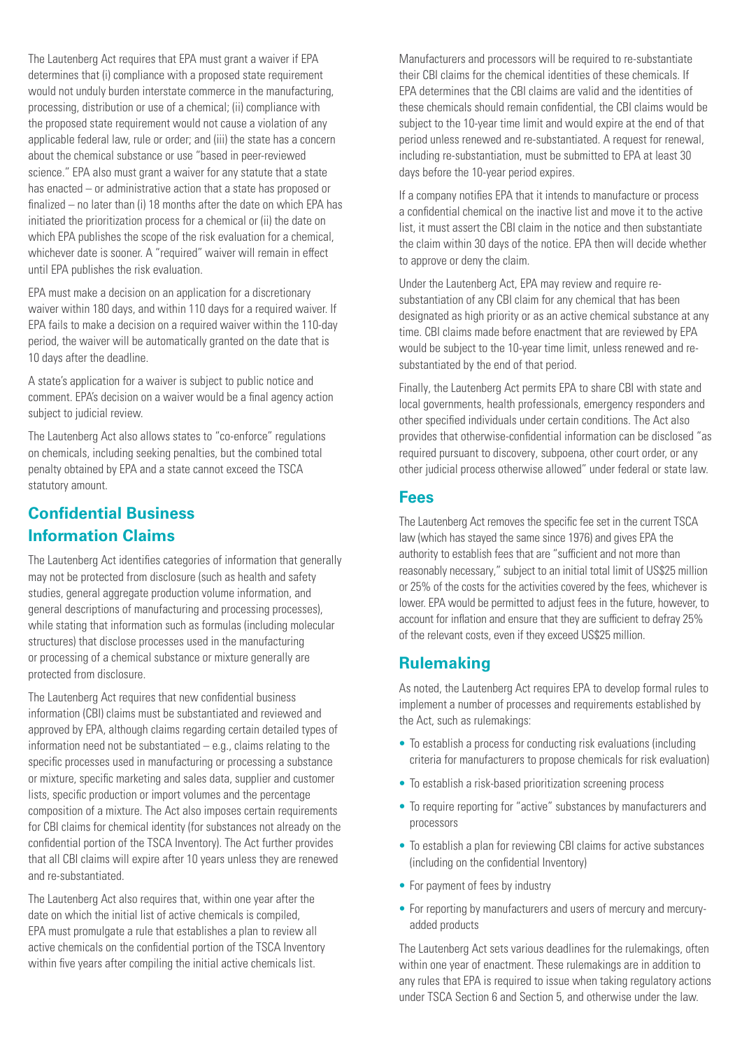The Lautenberg Act requires that EPA must grant a waiver if EPA determines that (i) compliance with a proposed state requirement would not unduly burden interstate commerce in the manufacturing, processing, distribution or use of a chemical; (ii) compliance with the proposed state requirement would not cause a violation of any applicable federal law, rule or order; and (iii) the state has a concern about the chemical substance or use "based in peer-reviewed science." EPA also must grant a waiver for any statute that a state has enacted – or administrative action that a state has proposed or finalized – no later than (i) 18 months after the date on which EPA has initiated the prioritization process for a chemical or (ii) the date on which EPA publishes the scope of the risk evaluation for a chemical, whichever date is sooner. A "required" waiver will remain in effect until EPA publishes the risk evaluation.

EPA must make a decision on an application for a discretionary waiver within 180 days, and within 110 days for a required waiver. If EPA fails to make a decision on a required waiver within the 110-day period, the waiver will be automatically granted on the date that is 10 days after the deadline.

A state's application for a waiver is subject to public notice and comment. EPA's decision on a waiver would be a final agency action subject to judicial review.

The Lautenberg Act also allows states to "co-enforce" regulations on chemicals, including seeking penalties, but the combined total penalty obtained by EPA and a state cannot exceed the TSCA statutory amount.

## Confidential Business Information Claims

The Lautenberg Act identifies categories of information that generally may not be protected from disclosure (such as health and safety studies, general aggregate production volume information, and general descriptions of manufacturing and processing processes), while stating that information such as formulas (including molecular structures) that disclose processes used in the manufacturing or processing of a chemical substance or mixture generally are protected from disclosure.

The Lautenberg Act requires that new confidential business information (CBI) claims must be substantiated and reviewed and approved by EPA, although claims regarding certain detailed types of information need not be substantiated – e.g., claims relating to the specific processes used in manufacturing or processing a substance or mixture, specific marketing and sales data, supplier and customer lists, specific production or import volumes and the percentage composition of a mixture. The Act also imposes certain requirements for CBI claims for chemical identity (for substances not already on the confidential portion of the TSCA Inventory). The Act further provides that all CBI claims will expire after 10 years unless they are renewed and re-substantiated.

The Lautenberg Act also requires that, within one year after the date on which the initial list of active chemicals is compiled, EPA must promulgate a rule that establishes a plan to review all active chemicals on the confidential portion of the TSCA Inventory within five years after compiling the initial active chemicals list.

Manufacturers and processors will be required to re-substantiate their CBI claims for the chemical identities of these chemicals. If EPA determines that the CBI claims are valid and the identities of these chemicals should remain confidential, the CBI claims would be subject to the 10-year time limit and would expire at the end of that period unless renewed and re-substantiated. A request for renewal, including re-substantiation, must be submitted to EPA at least 30 days before the 10-year period expires.

If a company notifies EPA that it intends to manufacture or process a confidential chemical on the inactive list and move it to the active list, it must assert the CBI claim in the notice and then substantiate the claim within 30 days of the notice. EPA then will decide whether to approve or deny the claim.

Under the Lautenberg Act, EPA may review and require re-substantiation of any CBI claim for any chemical that has been designated as high priority or as an active chemical substance at any time. CBI claims made before enactment that are reviewed by EPA would be subject to the 10-year time limit, unless renewed and re-substantiated by the end of that period.

Finally, the Lautenberg Act permits EPA to share CBI with state and local governments, health professionals, emergency responders and other specified individuals under certain conditions. The Act also provides that otherwise-confidential information can be disclosed "as required pursuant to discovery, subpoena, other court order, or any other judicial process otherwise allowed" under federal or state law.

## Fees

The Lautenberg Act removes the specific fee set in the current TSCA law (which has stayed the same since 1976) and gives EPA the authority to establish fees that are "sufficient and not more than reasonably necessary," subject to an initial total limit of US$25 million or 25% of the costs for the activities covered by the fees, whichever is lower. EPA would be permitted to adjust fees in the future, however, to account for inflation and ensure that they are sufficient to defray 25% of the relevant costs, even if they exceed US$25 million.

## Rulemaking

As noted, the Lautenberg Act requires EPA to develop formal rules to implement a number of processes and requirements established by the Act, such as rulemakings:

- To establish a process for conducting risk evaluations (including criteria for manufacturers to propose chemicals for risk evaluation)
- To establish a risk-based prioritization screening process
- To require reporting for "active" substances by manufacturers and processors
- To establish a plan for reviewing CBI claims for active substances (including on the confidential Inventory)
- For payment of fees by industry
- For reporting by manufacturers and users of mercury and mercury-added products

The Lautenberg Act sets various deadlines for the rulemakings, often within one year of enactment. These rulemakings are in addition to any rules that EPA is required to issue when taking regulatory actions under TSCA Section 6 and Section 5, and otherwise under the law.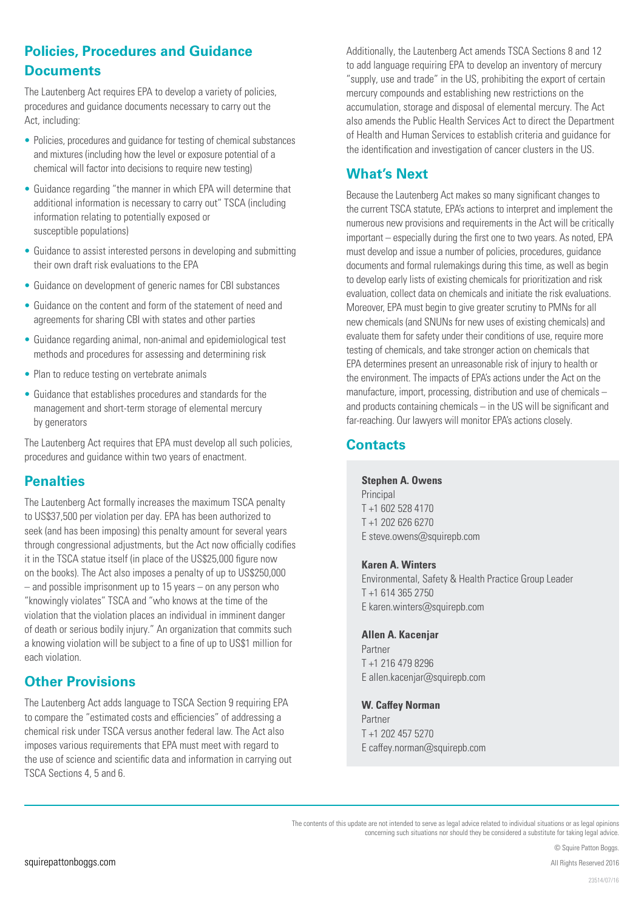## Policies, Procedures and Guidance Documents

The Lautenberg Act requires EPA to develop a variety of policies, procedures and guidance documents necessary to carry out the Act, including:

- Policies, procedures and guidance for testing of chemical substances and mixtures (including how the level or exposure potential of a chemical will factor into decisions to require new testing)
- Guidance regarding "the manner in which EPA will determine that additional information is necessary to carry out" TSCA (including information relating to potentially exposed or susceptible populations)
- Guidance to assist interested persons in developing and submitting their own draft risk evaluations to the EPA
- Guidance on development of generic names for CBI substances
- Guidance on the content and form of the statement of need and agreements for sharing CBI with states and other parties
- Guidance regarding animal, non-animal and epidemiological test methods and procedures for assessing and determining risk
- Plan to reduce testing on vertebrate animals
- Guidance that establishes procedures and standards for the management and short-term storage of elemental mercury by generators

The Lautenberg Act requires that EPA must develop all such policies, procedures and guidance within two years of enactment.

## Penalties

The Lautenberg Act formally increases the maximum TSCA penalty to US$37,500 per violation per day. EPA has been authorized to seek (and has been imposing) this penalty amount for several years through congressional adjustments, but the Act now officially codifies it in the TSCA statue itself (in place of the US$25,000 figure now on the books). The Act also imposes a penalty of up to US$250,000 – and possible imprisonment up to 15 years – on any person who "knowingly violates" TSCA and "who knows at the time of the violation that the violation places an individual in imminent danger of death or serious bodily injury." An organization that commits such a knowing violation will be subject to a fine of up to US$1 million for each violation.

## Other Provisions

The Lautenberg Act adds language to TSCA Section 9 requiring EPA to compare the "estimated costs and efficiencies" of addressing a chemical risk under TSCA versus another federal law. The Act also imposes various requirements that EPA must meet with regard to the use of science and scientific data and information in carrying out TSCA Sections 4, 5 and 6.

Additionally, the Lautenberg Act amends TSCA Sections 8 and 12 to add language requiring EPA to develop an inventory of mercury "supply, use and trade" in the US, prohibiting the export of certain mercury compounds and establishing new restrictions on the accumulation, storage and disposal of elemental mercury. The Act also amends the Public Health Services Act to direct the Department of Health and Human Services to establish criteria and guidance for the identification and investigation of cancer clusters in the US.

## What's Next

Because the Lautenberg Act makes so many significant changes to the current TSCA statute, EPA's actions to interpret and implement the numerous new provisions and requirements in the Act will be critically important – especially during the first one to two years. As noted, EPA must develop and issue a number of policies, procedures, guidance documents and formal rulemakings during this time, as well as begin to develop early lists of existing chemicals for prioritization and risk evaluation, collect data on chemicals and initiate the risk evaluations. Moreover, EPA must begin to give greater scrutiny to PMNs for all new chemicals (and SNUNs for new uses of existing chemicals) and evaluate them for safety under their conditions of use, require more testing of chemicals, and take stronger action on chemicals that EPA determines present an unreasonable risk of injury to health or the environment. The impacts of EPA's actions under the Act on the manufacture, import, processing, distribution and use of chemicals – and products containing chemicals – in the US will be significant and far-reaching. Our lawyers will monitor EPA's actions closely.

## Contacts

**Stephen A. Owens**
Principal
T +1 602 528 4170
T +1 202 626 6270
E steve.owens@squirepb.com

**Karen A. Winters**
Environmental, Safety & Health Practice Group Leader
T +1 614 365 2750
E karen.winters@squirepb.com

**Allen A. Kacenjar**
Partner
T +1 216 479 8296
E allen.kacenjar@squirepb.com

**W. Caffey Norman**
Partner
T +1 202 457 5270
E caffey.norman@squirepb.com

The contents of this update are not intended to serve as legal advice related to individual situations or as legal opinions concerning such situations nor should they be considered a substitute for taking legal advice.

squirepattonboggs.com

© Squire Patton Boggs.
All Rights Reserved 2016

23514/07/16